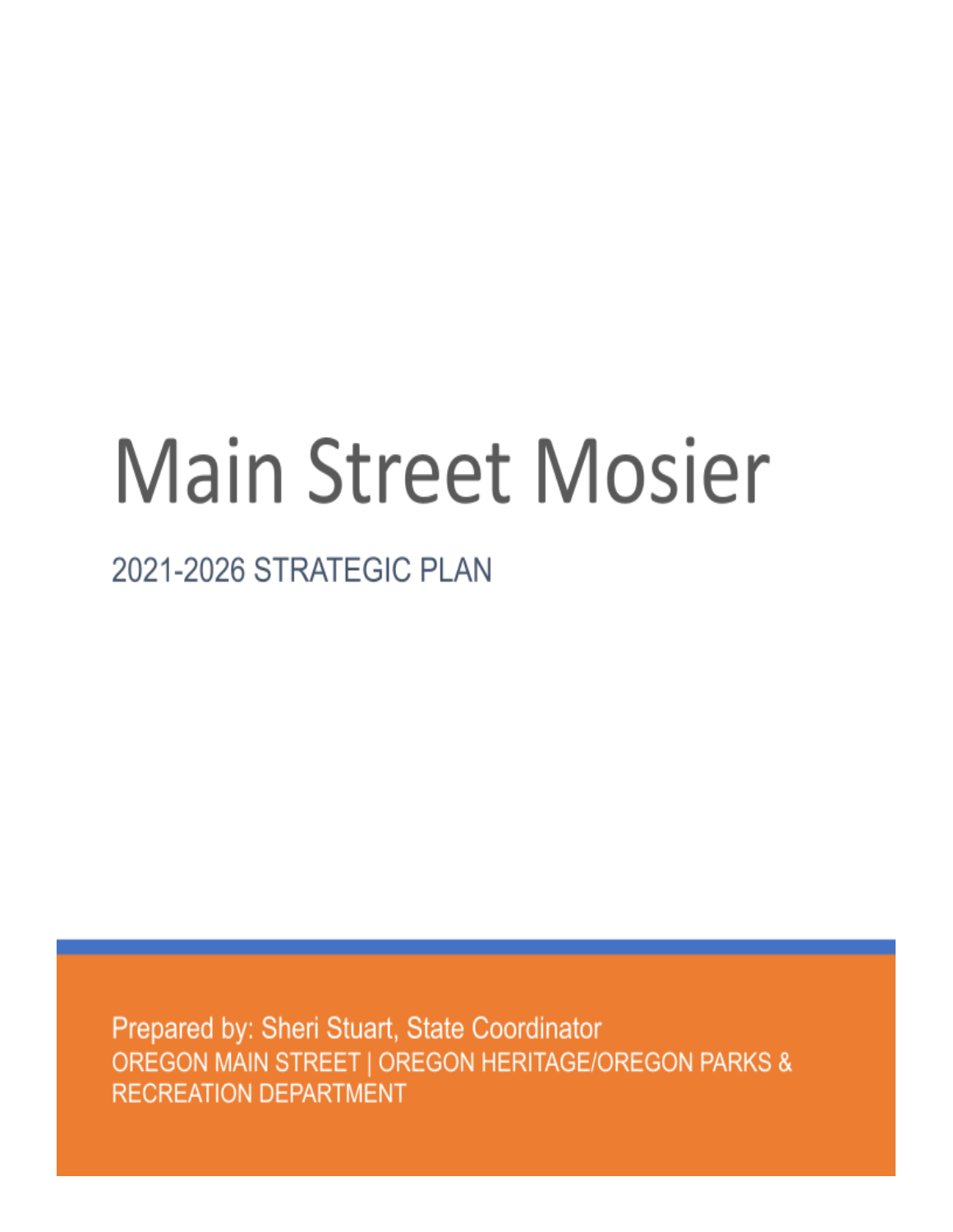# Main Street Mosier

## 2021-2026 STRATEGIC PLAN

Prepared by: Sheri Stuart, State Coordinator

OREGON MAIN STREET | OREGON HERITAGE/OREGON PARKS & RECREATION DEPARTMENT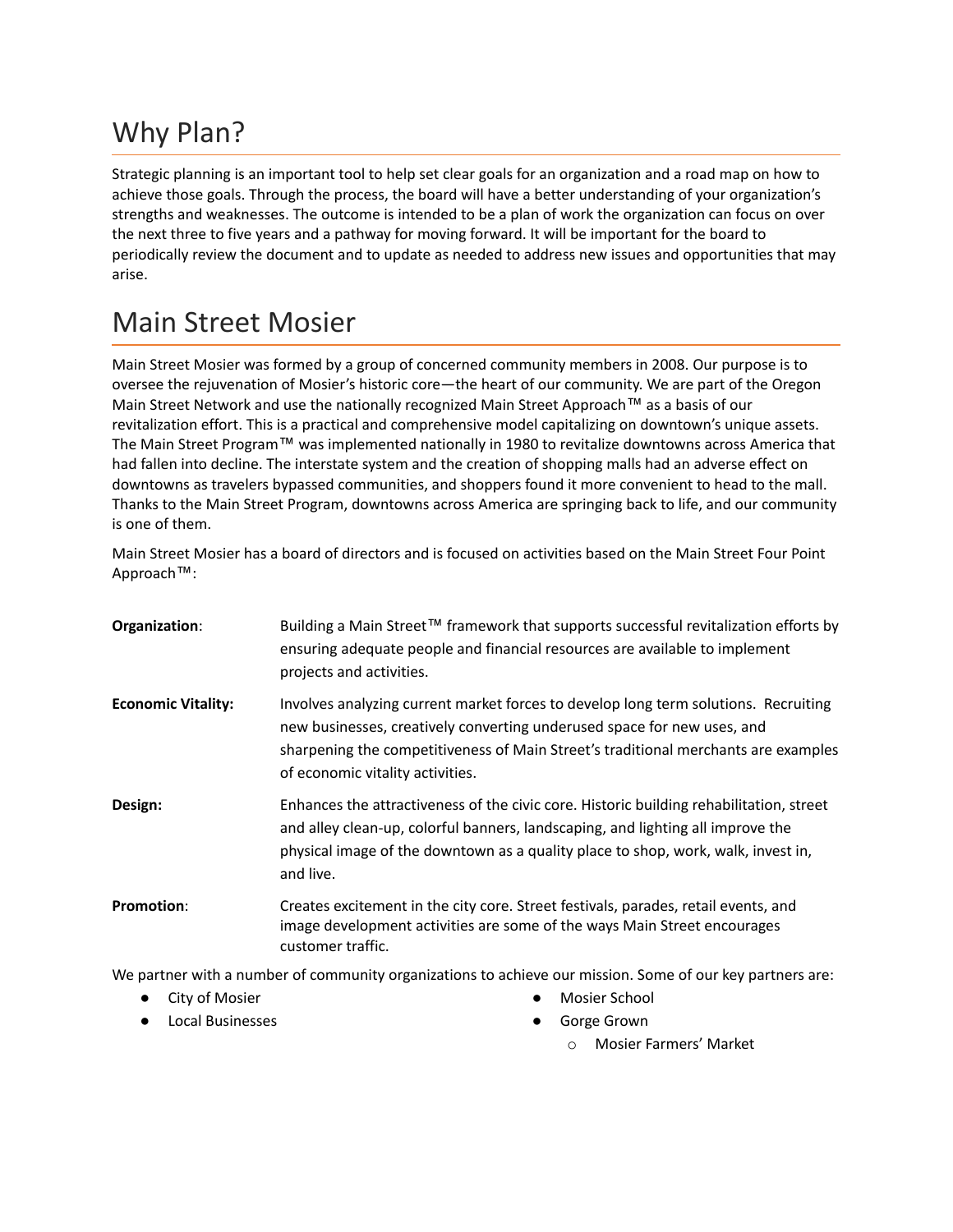# Why Plan?

Strategic planning is an important tool to help set clear goals for an organization and a road map on how to achieve those goals. Through the process, the board will have a better understanding of your organization's strengths and weaknesses. The outcome is intended to be a plan of work the organization can focus on over the next three to five years and a pathway for moving forward. It will be important for the board to periodically review the document and to update as needed to address new issues and opportunities that may arise.

# Main Street Mosier

Main Street Mosier was formed by a group of concerned community members in 2008. Our purpose is to oversee the rejuvenation of Mosier's historic core—the heart of our community. We are part of the Oregon Main Street Network and use the nationally recognized Main Street Approach™ as a basis of our revitalization effort. This is a practical and comprehensive model capitalizing on downtown's unique assets. The Main Street Program™ was implemented nationally in 1980 to revitalize downtowns across America that had fallen into decline. The interstate system and the creation of shopping malls had an adverse effect on downtowns as travelers bypassed communities, and shoppers found it more convenient to head to the mall. Thanks to the Main Street Program, downtowns across America are springing back to life, and our community is one of them.

Main Street Mosier has a board of directors and is focused on activities based on the Main Street Four Point Approach™:

**Organization**: Building a Main Street™ framework that supports successful revitalization efforts by ensuring adequate people and financial resources are available to implement projects and activities.

**Economic Vitality:** Involves analyzing current market forces to develop long term solutions. Recruiting new businesses, creatively converting underused space for new uses, and sharpening the competitiveness of Main Street's traditional merchants are examples of economic vitality activities.

**Design:** Enhances the attractiveness of the civic core. Historic building rehabilitation, street and alley clean-up, colorful banners, landscaping, and lighting all improve the physical image of the downtown as a quality place to shop, work, walk, invest in, and live.

**Promotion**: Creates excitement in the city core. Street festivals, parades, retail events, and image development activities are some of the ways Main Street encourages customer traffic.

We partner with a number of community organizations to achieve our mission. Some of our key partners are:

- City of Mosier
- Local Businesses
- Mosier School
- Gorge Grown
  - Mosier Farmers' Market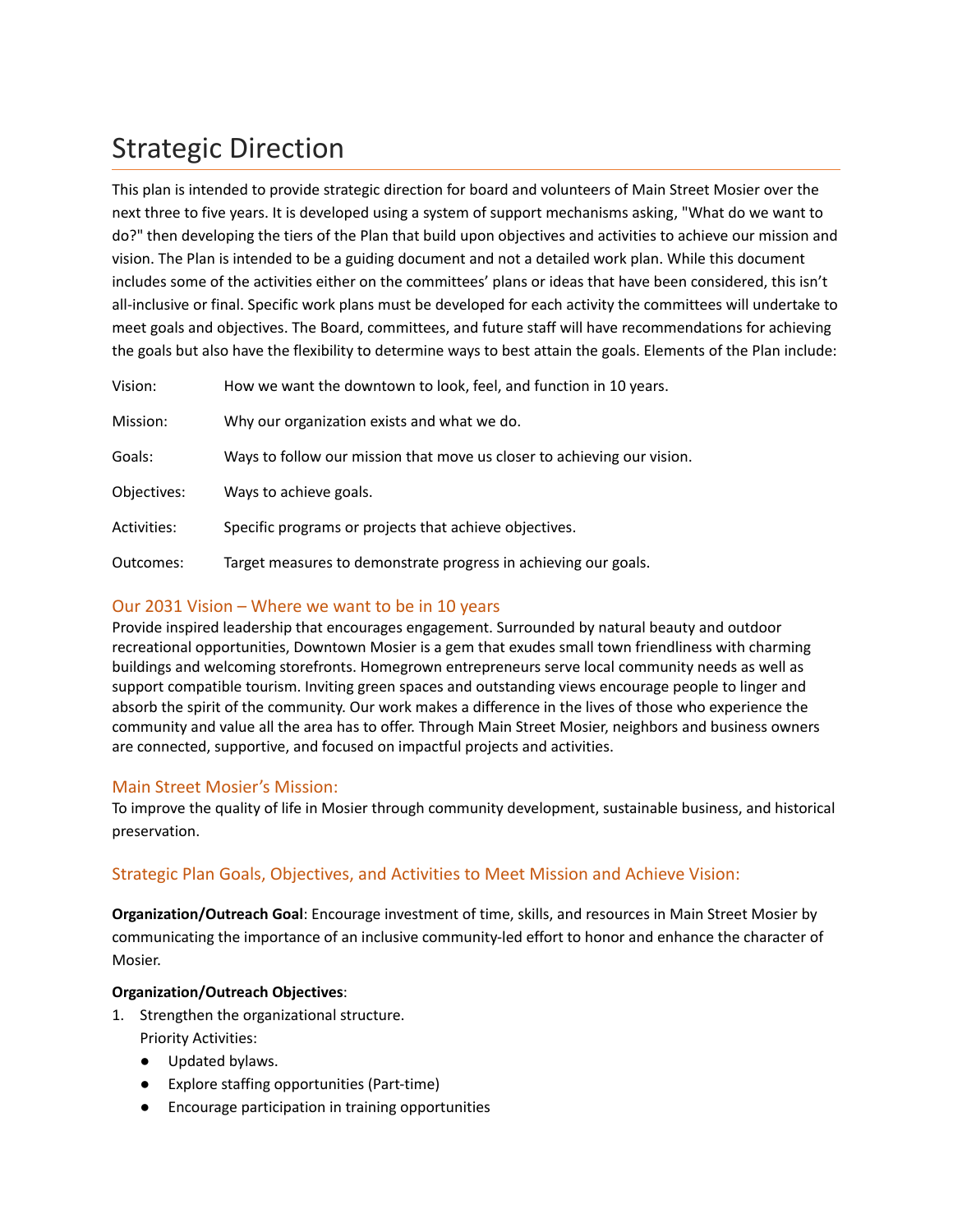# Strategic Direction

This plan is intended to provide strategic direction for board and volunteers of Main Street Mosier over the next three to five years. It is developed using a system of support mechanisms asking, "What do we want to do?" then developing the tiers of the Plan that build upon objectives and activities to achieve our mission and vision. The Plan is intended to be a guiding document and not a detailed work plan. While this document includes some of the activities either on the committees' plans or ideas that have been considered, this isn't all-inclusive or final. Specific work plans must be developed for each activity the committees will undertake to meet goals and objectives. The Board, committees, and future staff will have recommendations for achieving the goals but also have the flexibility to determine ways to best attain the goals. Elements of the Plan include:

| | |
|---|---|
| Vision: | How we want the downtown to look, feel, and function in 10 years. |
| Mission: | Why our organization exists and what we do. |
| Goals: | Ways to follow our mission that move us closer to achieving our vision. |
| Objectives: | Ways to achieve goals. |
| Activities: | Specific programs or projects that achieve objectives. |
| Outcomes: | Target measures to demonstrate progress in achieving our goals. |

## Our 2031 Vision – Where we want to be in 10 years

Provide inspired leadership that encourages engagement. Surrounded by natural beauty and outdoor recreational opportunities, Downtown Mosier is a gem that exudes small town friendliness with charming buildings and welcoming storefronts. Homegrown entrepreneurs serve local community needs as well as support compatible tourism. Inviting green spaces and outstanding views encourage people to linger and absorb the spirit of the community. Our work makes a difference in the lives of those who experience the community and value all the area has to offer. Through Main Street Mosier, neighbors and business owners are connected, supportive, and focused on impactful projects and activities.

## Main Street Mosier's Mission:

To improve the quality of life in Mosier through community development, sustainable business, and historical preservation.

## Strategic Plan Goals, Objectives, and Activities to Meet Mission and Achieve Vision:

**Organization/Outreach Goal**: Encourage investment of time, skills, and resources in Main Street Mosier by communicating the importance of an inclusive community-led effort to honor and enhance the character of Mosier.

**Organization/Outreach Objectives**:

1. Strengthen the organizational structure.
   Priority Activities:
   - Updated bylaws.
   - Explore staffing opportunities (Part-time)
   - Encourage participation in training opportunities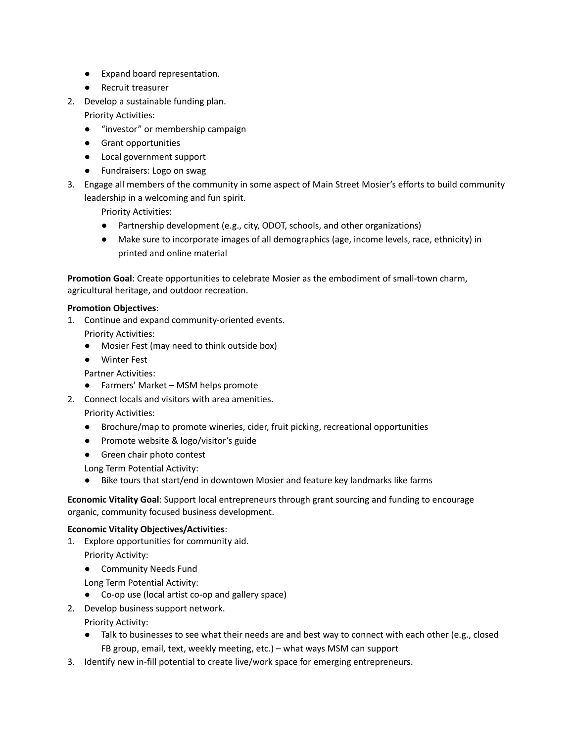- Expand board representation.
- Recruit treasurer

2. Develop a sustainable funding plan.
   Priority Activities:
   - "investor" or membership campaign
   - Grant opportunities
   - Local government support
   - Fundraisers: Logo on swag
3. Engage all members of the community in some aspect of Main Street Mosier's efforts to build community leadership in a welcoming and fun spirit.
   Priority Activities:
   - Partnership development (e.g., city, ODOT, schools, and other organizations)
   - Make sure to incorporate images of all demographics (age, income levels, race, ethnicity) in printed and online material

**Promotion Goal**: Create opportunities to celebrate Mosier as the embodiment of small-town charm, agricultural heritage, and outdoor recreation.

**Promotion Objectives**:

1. Continue and expand community-oriented events.
   Priority Activities:
   - Mosier Fest (may need to think outside box)
   - Winter Fest

   Partner Activities:
   - Farmers' Market – MSM helps promote
2. Connect locals and visitors with area amenities.
   Priority Activities:
   - Brochure/map to promote wineries, cider, fruit picking, recreational opportunities
   - Promote website & logo/visitor's guide
   - Green chair photo contest

   Long Term Potential Activity:
   - Bike tours that start/end in downtown Mosier and feature key landmarks like farms

**Economic Vitality Goal**: Support local entrepreneurs through grant sourcing and funding to encourage organic, community focused business development.

**Economic Vitality Objectives/Activities**:

1. Explore opportunities for community aid.
   Priority Activity:
   - Community Needs Fund

   Long Term Potential Activity:
   - Co-op use (local artist co-op and gallery space)
2. Develop business support network.
   Priority Activity:
   - Talk to businesses to see what their needs are and best way to connect with each other (e.g., closed FB group, email, text, weekly meeting, etc.) – what ways MSM can support
3. Identify new in-fill potential to create live/work space for emerging entrepreneurs.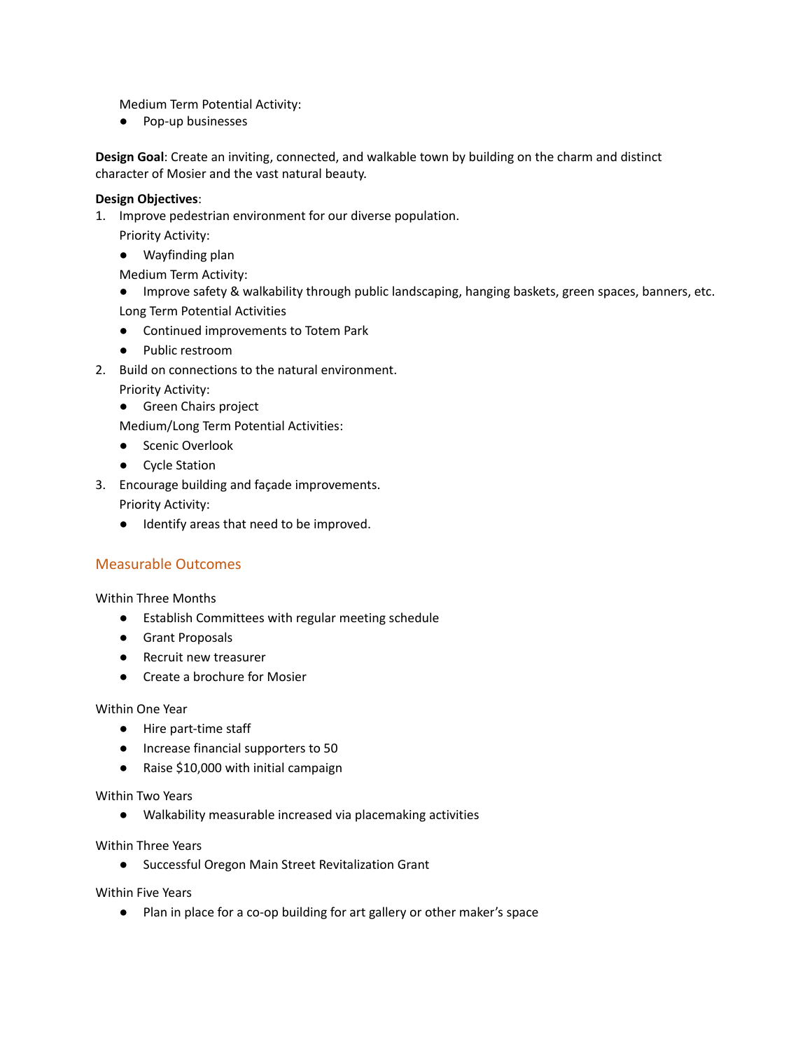Medium Term Potential Activity:

- Pop-up businesses

**Design Goal**: Create an inviting, connected, and walkable town by building on the charm and distinct character of Mosier and the vast natural beauty.

**Design Objectives**:

1. Improve pedestrian environment for our diverse population.

   Priority Activity:

   - Wayfinding plan

   Medium Term Activity:

   - Improve safety & walkability through public landscaping, hanging baskets, green spaces, banners, etc.

   Long Term Potential Activities

   - Continued improvements to Totem Park
   - Public restroom

2. Build on connections to the natural environment.

   Priority Activity:

   - Green Chairs project

   Medium/Long Term Potential Activities:

   - Scenic Overlook
   - Cycle Station

3. Encourage building and façade improvements.

   Priority Activity:

   - Identify areas that need to be improved.

## Measurable Outcomes

Within Three Months

- Establish Committees with regular meeting schedule
- Grant Proposals
- Recruit new treasurer
- Create a brochure for Mosier

Within One Year

- Hire part-time staff
- Increase financial supporters to 50
- Raise $10,000 with initial campaign

Within Two Years

- Walkability measurable increased via placemaking activities

Within Three Years

- Successful Oregon Main Street Revitalization Grant

Within Five Years

- Plan in place for a co-op building for art gallery or other maker's space